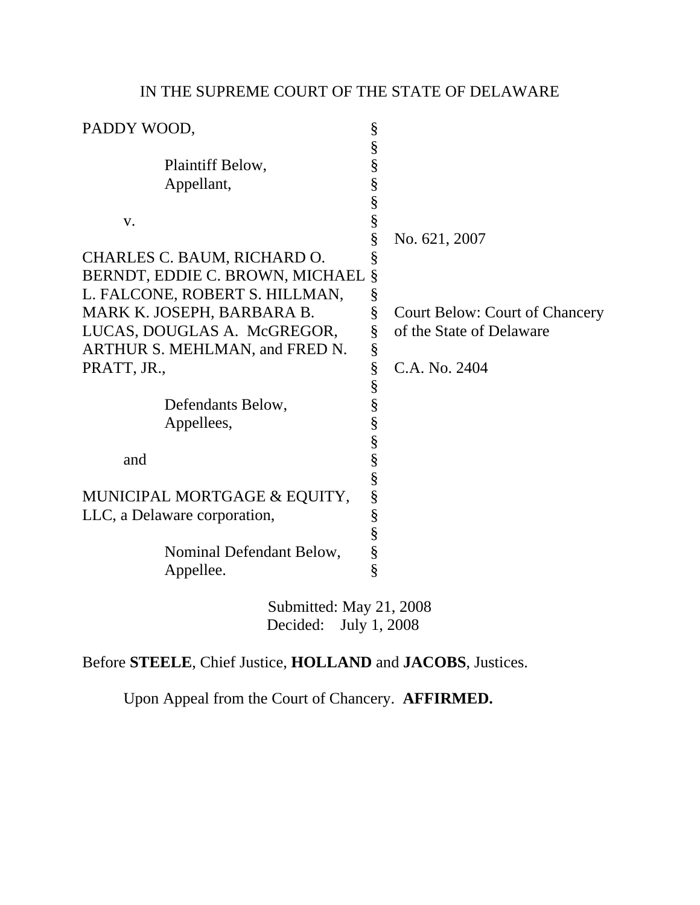IN THE SUPREME COURT OF THE STATE OF DELAWARE

| | | |
|---|---|---|
| PADDY WOOD, | § | |
| | § | |
| Plaintiff Below, | § | |
| Appellant, | § | |
| | § | |
| v. | § | |
| | § | No. 621, 2007 |
| CHARLES C. BAUM, RICHARD O. | § | |
| BERNDT, EDDIE C. BROWN, MICHAEL | § | |
| L. FALCONE, ROBERT S. HILLMAN, | § | |
| MARK K. JOSEPH, BARBARA B. | § | Court Below: Court of Chancery |
| LUCAS, DOUGLAS A. McGREGOR, | § | of the State of Delaware |
| ARTHUR S. MEHLMAN, and FRED N. | § | |
| PRATT, JR., | § | C.A. No. 2404 |
| | § | |
| Defendants Below, | § | |
| Appellees, | § | |
| | § | |
| and | § | |
| | § | |
| MUNICIPAL MORTGAGE & EQUITY, | § | |
| LLC, a Delaware corporation, | § | |
| | § | |
| Nominal Defendant Below, | § | |
| Appellee. | § | |

Submitted: May 21, 2008
Decided: July 1, 2008

Before **STEELE**, Chief Justice, **HOLLAND** and **JACOBS**, Justices.

Upon Appeal from the Court of Chancery. **AFFIRMED.**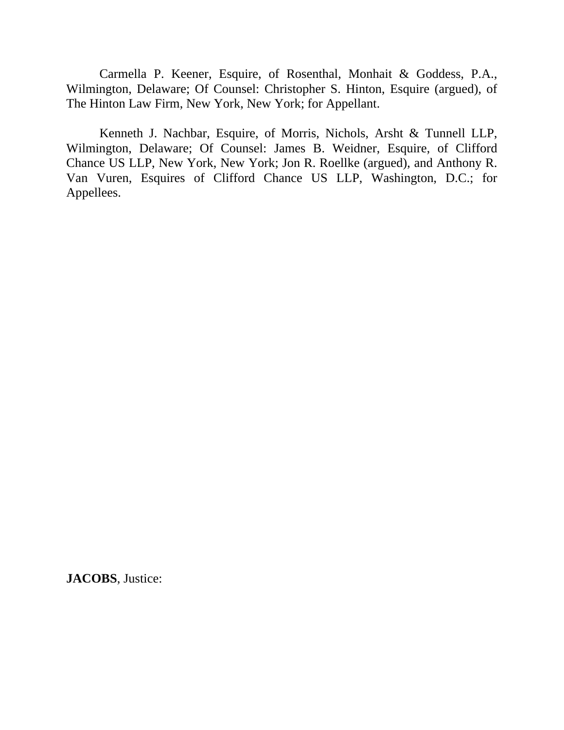Carmella P. Keener, Esquire, of Rosenthal, Monhait & Goddess, P.A., Wilmington, Delaware; Of Counsel: Christopher S. Hinton, Esquire (argued), of The Hinton Law Firm, New York, New York; for Appellant.

Kenneth J. Nachbar, Esquire, of Morris, Nichols, Arsht & Tunnell LLP, Wilmington, Delaware; Of Counsel: James B. Weidner, Esquire, of Clifford Chance US LLP, New York, New York; Jon R. Roellke (argued), and Anthony R. Van Vuren, Esquires of Clifford Chance US LLP, Washington, D.C.; for Appellees.

**JACOBS**, Justice: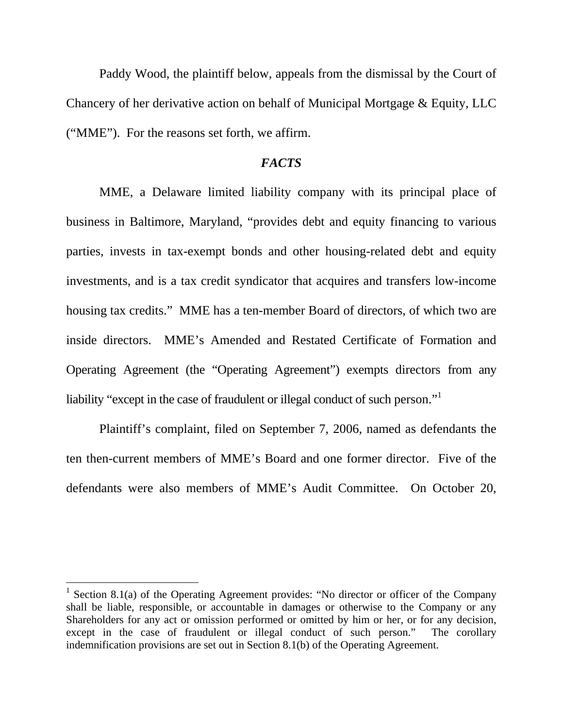Paddy Wood, the plaintiff below, appeals from the dismissal by the Court of Chancery of her derivative action on behalf of Municipal Mortgage & Equity, LLC ("MME"). For the reasons set forth, we affirm.

## *FACTS*

MME, a Delaware limited liability company with its principal place of business in Baltimore, Maryland, "provides debt and equity financing to various parties, invests in tax-exempt bonds and other housing-related debt and equity investments, and is a tax credit syndicator that acquires and transfers low-income housing tax credits." MME has a ten-member Board of directors, of which two are inside directors. MME's Amended and Restated Certificate of Formation and Operating Agreement (the "Operating Agreement") exempts directors from any liability "except in the case of fraudulent or illegal conduct of such person."[1]

Plaintiff's complaint, filed on September 7, 2006, named as defendants the ten then-current members of MME's Board and one former director. Five of the defendants were also members of MME's Audit Committee. On October 20,

---

[1] Section 8.1(a) of the Operating Agreement provides: "No director or officer of the Company shall be liable, responsible, or accountable in damages or otherwise to the Company or any Shareholders for any act or omission performed or omitted by him or her, or for any decision, except in the case of fraudulent or illegal conduct of such person." The corollary indemnification provisions are set out in Section 8.1(b) of the Operating Agreement.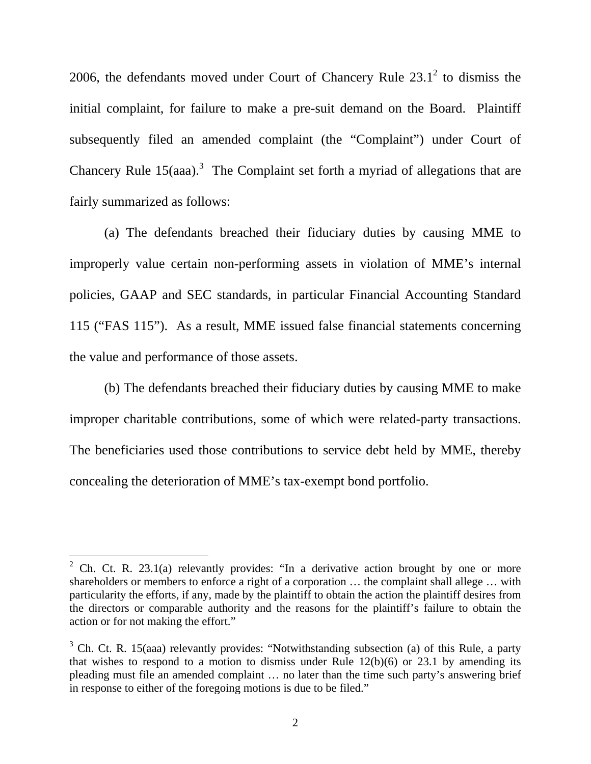2006, the defendants moved under Court of Chancery Rule 23.1[2] to dismiss the initial complaint, for failure to make a pre-suit demand on the Board. Plaintiff subsequently filed an amended complaint (the "Complaint") under Court of Chancery Rule 15(aaa).[3] The Complaint set forth a myriad of allegations that are fairly summarized as follows:

(a) The defendants breached their fiduciary duties by causing MME to improperly value certain non-performing assets in violation of MME's internal policies, GAAP and SEC standards, in particular Financial Accounting Standard 115 ("FAS 115"). As a result, MME issued false financial statements concerning the value and performance of those assets.

(b) The defendants breached their fiduciary duties by causing MME to make improper charitable contributions, some of which were related-party transactions. The beneficiaries used those contributions to service debt held by MME, thereby concealing the deterioration of MME's tax-exempt bond portfolio.

---

[2] Ch. Ct. R. 23.1(a) relevantly provides: "In a derivative action brought by one or more shareholders or members to enforce a right of a corporation … the complaint shall allege … with particularity the efforts, if any, made by the plaintiff to obtain the action the plaintiff desires from the directors or comparable authority and the reasons for the plaintiff's failure to obtain the action or for not making the effort."

[3] Ch. Ct. R. 15(aaa) relevantly provides: "Notwithstanding subsection (a) of this Rule, a party that wishes to respond to a motion to dismiss under Rule 12(b)(6) or 23.1 by amending its pleading must file an amended complaint … no later than the time such party's answering brief in response to either of the foregoing motions is due to be filed."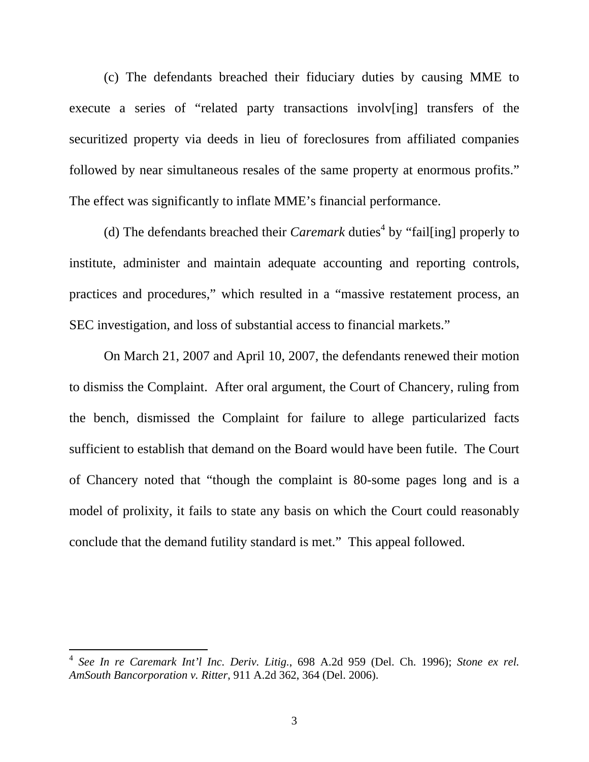(c) The defendants breached their fiduciary duties by causing MME to execute a series of "related party transactions involv[ing] transfers of the securitized property via deeds in lieu of foreclosures from affiliated companies followed by near simultaneous resales of the same property at enormous profits." The effect was significantly to inflate MME's financial performance.

(d) The defendants breached their *Caremark* duties[4] by "fail[ing] properly to institute, administer and maintain adequate accounting and reporting controls, practices and procedures," which resulted in a "massive restatement process, an SEC investigation, and loss of substantial access to financial markets."

On March 21, 2007 and April 10, 2007, the defendants renewed their motion to dismiss the Complaint. After oral argument, the Court of Chancery, ruling from the bench, dismissed the Complaint for failure to allege particularized facts sufficient to establish that demand on the Board would have been futile. The Court of Chancery noted that "though the complaint is 80-some pages long and is a model of prolixity, it fails to state any basis on which the Court could reasonably conclude that the demand futility standard is met." This appeal followed.

---

[4] *See In re Caremark Int'l Inc. Deriv. Litig.*, 698 A.2d 959 (Del. Ch. 1996); *Stone ex rel. AmSouth Bancorporation v. Ritter*, 911 A.2d 362, 364 (Del. 2006).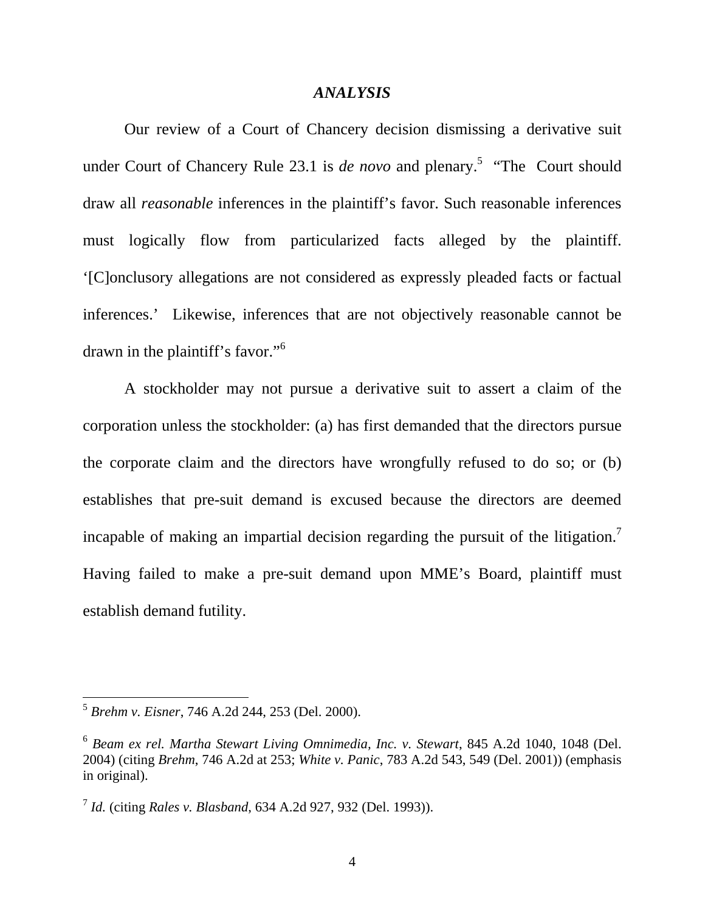### *ANALYSIS*

Our review of a Court of Chancery decision dismissing a derivative suit under Court of Chancery Rule 23.1 is *de novo* and plenary.[5] "The Court should draw all *reasonable* inferences in the plaintiff's favor. Such reasonable inferences must logically flow from particularized facts alleged by the plaintiff. '[C]onclusory allegations are not considered as expressly pleaded facts or factual inferences.' Likewise, inferences that are not objectively reasonable cannot be drawn in the plaintiff's favor."[6]

A stockholder may not pursue a derivative suit to assert a claim of the corporation unless the stockholder: (a) has first demanded that the directors pursue the corporate claim and the directors have wrongfully refused to do so; or (b) establishes that pre-suit demand is excused because the directors are deemed incapable of making an impartial decision regarding the pursuit of the litigation.[7] Having failed to make a pre-suit demand upon MME's Board, plaintiff must establish demand futility.

---

[5] *Brehm v. Eisner*, 746 A.2d 244, 253 (Del. 2000).

[6] *Beam ex rel. Martha Stewart Living Omnimedia, Inc. v. Stewart*, 845 A.2d 1040, 1048 (Del. 2004) (citing *Brehm*, 746 A.2d at 253; *White v. Panic*, 783 A.2d 543, 549 (Del. 2001)) (emphasis in original).

[7] *Id.* (citing *Rales v. Blasband*, 634 A.2d 927, 932 (Del. 1993)).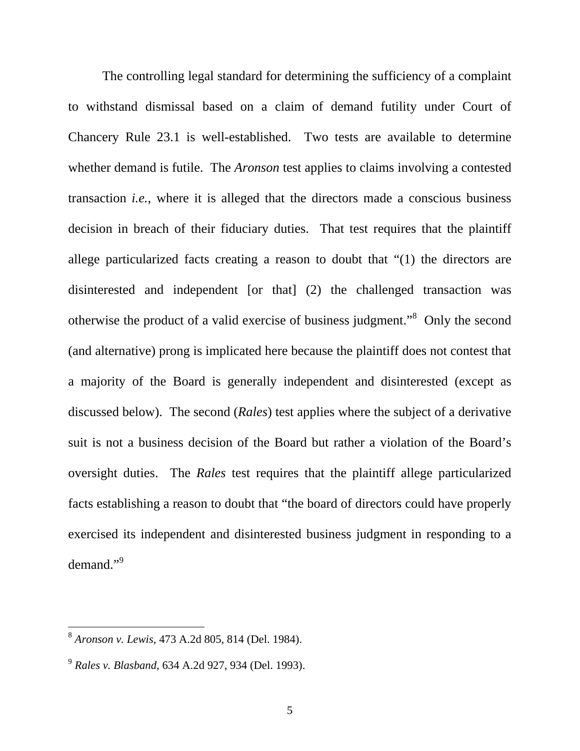The controlling legal standard for determining the sufficiency of a complaint to withstand dismissal based on a claim of demand futility under Court of Chancery Rule 23.1 is well-established. Two tests are available to determine whether demand is futile. The *Aronson* test applies to claims involving a contested transaction *i.e.*, where it is alleged that the directors made a conscious business decision in breach of their fiduciary duties. That test requires that the plaintiff allege particularized facts creating a reason to doubt that "(1) the directors are disinterested and independent [or that] (2) the challenged transaction was otherwise the product of a valid exercise of business judgment."[8] Only the second (and alternative) prong is implicated here because the plaintiff does not contest that a majority of the Board is generally independent and disinterested (except as discussed below). The second (*Rales*) test applies where the subject of a derivative suit is not a business decision of the Board but rather a violation of the Board's oversight duties. The *Rales* test requires that the plaintiff allege particularized facts establishing a reason to doubt that "the board of directors could have properly exercised its independent and disinterested business judgment in responding to a demand."[9]

---

[8] *Aronson v. Lewis*, 473 A.2d 805, 814 (Del. 1984).

[9] *Rales v. Blasband*, 634 A.2d 927, 934 (Del. 1993).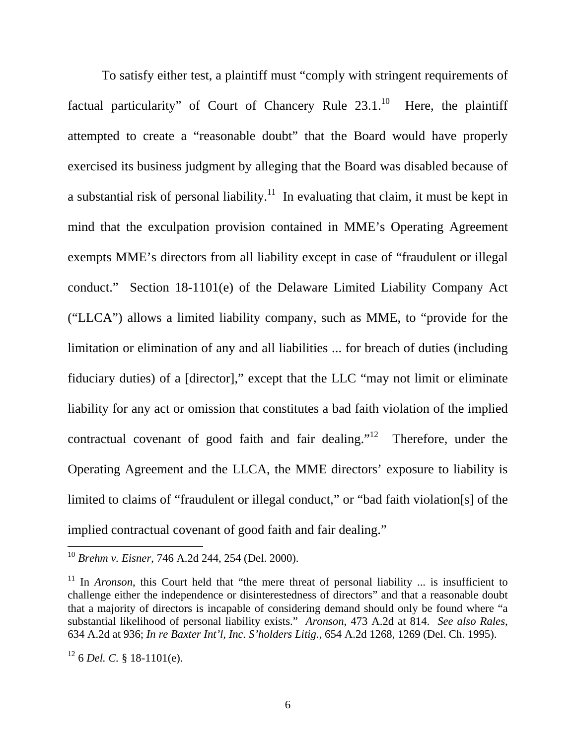To satisfy either test, a plaintiff must "comply with stringent requirements of factual particularity" of Court of Chancery Rule 23.1.[10] Here, the plaintiff attempted to create a "reasonable doubt" that the Board would have properly exercised its business judgment by alleging that the Board was disabled because of a substantial risk of personal liability.[11] In evaluating that claim, it must be kept in mind that the exculpation provision contained in MME's Operating Agreement exempts MME's directors from all liability except in case of "fraudulent or illegal conduct." Section 18-1101(e) of the Delaware Limited Liability Company Act ("LLCA") allows a limited liability company, such as MME, to "provide for the limitation or elimination of any and all liabilities ... for breach of duties (including fiduciary duties) of a [director]," except that the LLC "may not limit or eliminate liability for any act or omission that constitutes a bad faith violation of the implied contractual covenant of good faith and fair dealing."[12] Therefore, under the Operating Agreement and the LLCA, the MME directors' exposure to liability is limited to claims of "fraudulent or illegal conduct," or "bad faith violation[s] of the implied contractual covenant of good faith and fair dealing."

---

[10] *Brehm v. Eisner*, 746 A.2d 244, 254 (Del. 2000).

[11] In *Aronson*, this Court held that "the mere threat of personal liability ... is insufficient to challenge either the independence or disinterestedness of directors" and that a reasonable doubt that a majority of directors is incapable of considering demand should only be found where "a substantial likelihood of personal liability exists." *Aronson*, 473 A.2d at 814. *See also Rales*, 634 A.2d at 936; *In re Baxter Int'l, Inc. S'holders Litig.*, 654 A.2d 1268, 1269 (Del. Ch. 1995).

[12] 6 *Del. C.* § 18-1101(e).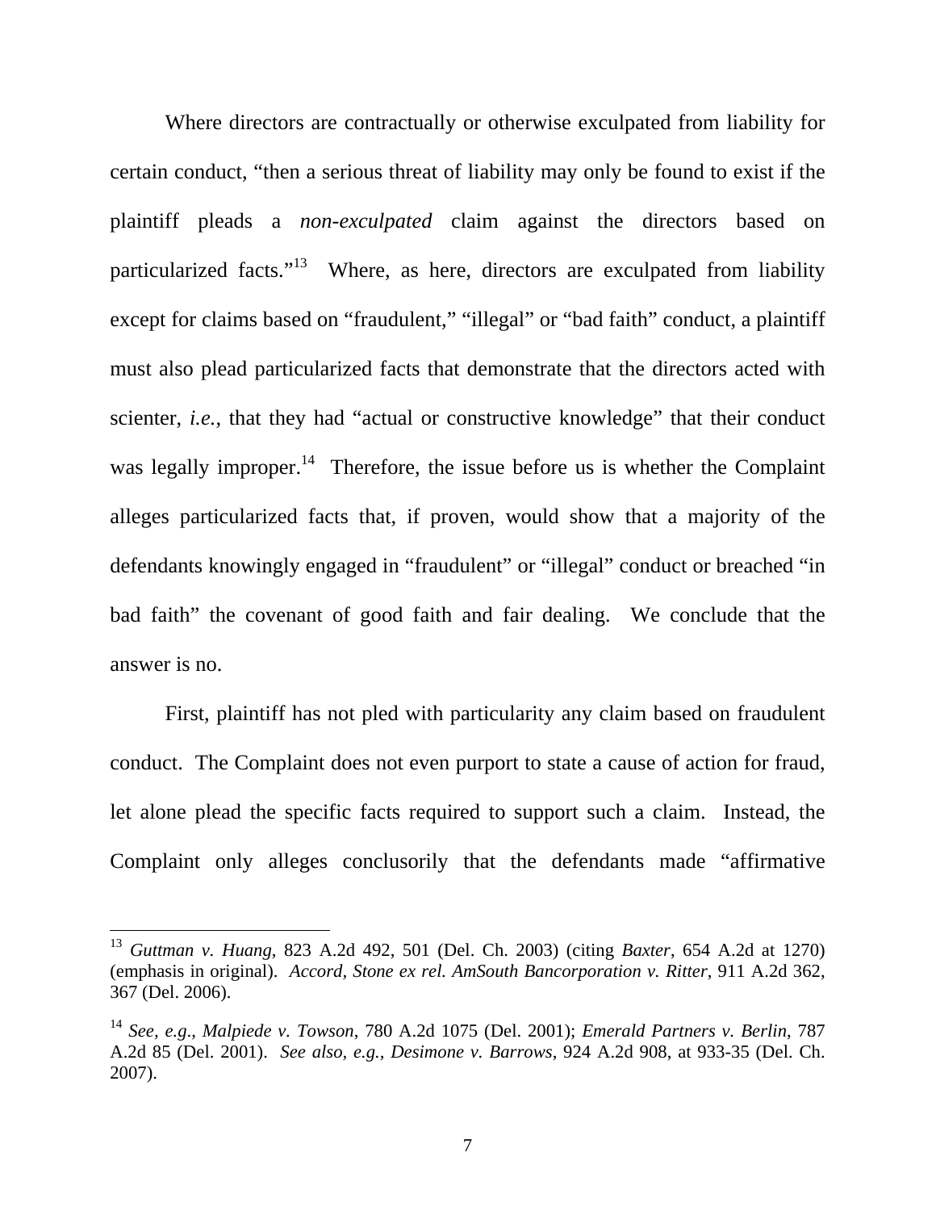Where directors are contractually or otherwise exculpated from liability for certain conduct, "then a serious threat of liability may only be found to exist if the plaintiff pleads a *non-exculpated* claim against the directors based on particularized facts."[13] Where, as here, directors are exculpated from liability except for claims based on "fraudulent," "illegal" or "bad faith" conduct, a plaintiff must also plead particularized facts that demonstrate that the directors acted with scienter, *i.e.*, that they had "actual or constructive knowledge" that their conduct was legally improper.[14] Therefore, the issue before us is whether the Complaint alleges particularized facts that, if proven, would show that a majority of the defendants knowingly engaged in "fraudulent" or "illegal" conduct or breached "in bad faith" the covenant of good faith and fair dealing. We conclude that the answer is no.

First, plaintiff has not pled with particularity any claim based on fraudulent conduct. The Complaint does not even purport to state a cause of action for fraud, let alone plead the specific facts required to support such a claim. Instead, the Complaint only alleges conclusorily that the defendants made "affirmative

---

[13] *Guttman v. Huang*, 823 A.2d 492, 501 (Del. Ch. 2003) (citing *Baxter*, 654 A.2d at 1270) (emphasis in original). *Accord, Stone ex rel. AmSouth Bancorporation v. Ritter*, 911 A.2d 362, 367 (Del. 2006).

[14] *See, e.g.*, *Malpiede v. Towson*, 780 A.2d 1075 (Del. 2001); *Emerald Partners v. Berlin*, 787 A.2d 85 (Del. 2001). *See also, e.g.*, *Desimone v. Barrows*, 924 A.2d 908, at 933-35 (Del. Ch. 2007).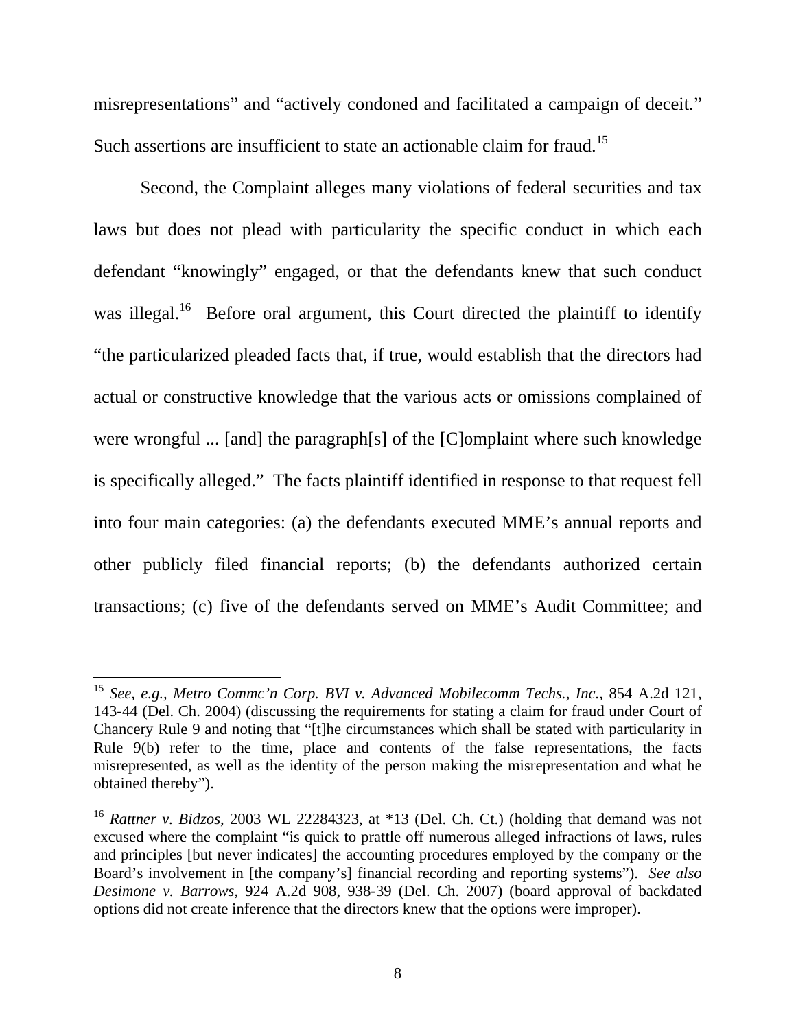misrepresentations" and "actively condoned and facilitated a campaign of deceit." Such assertions are insufficient to state an actionable claim for fraud.[15]

Second, the Complaint alleges many violations of federal securities and tax laws but does not plead with particularity the specific conduct in which each defendant "knowingly" engaged, or that the defendants knew that such conduct was illegal.[16] Before oral argument, this Court directed the plaintiff to identify "the particularized pleaded facts that, if true, would establish that the directors had actual or constructive knowledge that the various acts or omissions complained of were wrongful ... [and] the paragraph[s] of the [C]omplaint where such knowledge is specifically alleged." The facts plaintiff identified in response to that request fell into four main categories: (a) the defendants executed MME's annual reports and other publicly filed financial reports; (b) the defendants authorized certain transactions; (c) five of the defendants served on MME's Audit Committee; and

---

[15] *See, e.g., Metro Commc'n Corp. BVI v. Advanced Mobilecomm Techs., Inc.,* 854 A.2d 121, 143-44 (Del. Ch. 2004) (discussing the requirements for stating a claim for fraud under Court of Chancery Rule 9 and noting that "[t]he circumstances which shall be stated with particularity in Rule 9(b) refer to the time, place and contents of the false representations, the facts misrepresented, as well as the identity of the person making the misrepresentation and what he obtained thereby").

[16] *Rattner v. Bidzos*, 2003 WL 22284323, at *13 (Del. Ch. Ct.) (holding that demand was not excused where the complaint "is quick to prattle off numerous alleged infractions of laws, rules and principles [but never indicates] the accounting procedures employed by the company or the Board's involvement in [the company's] financial recording and reporting systems"). *See also Desimone v. Barrows*, 924 A.2d 908, 938-39 (Del. Ch. 2007) (board approval of backdated options did not create inference that the directors knew that the options were improper).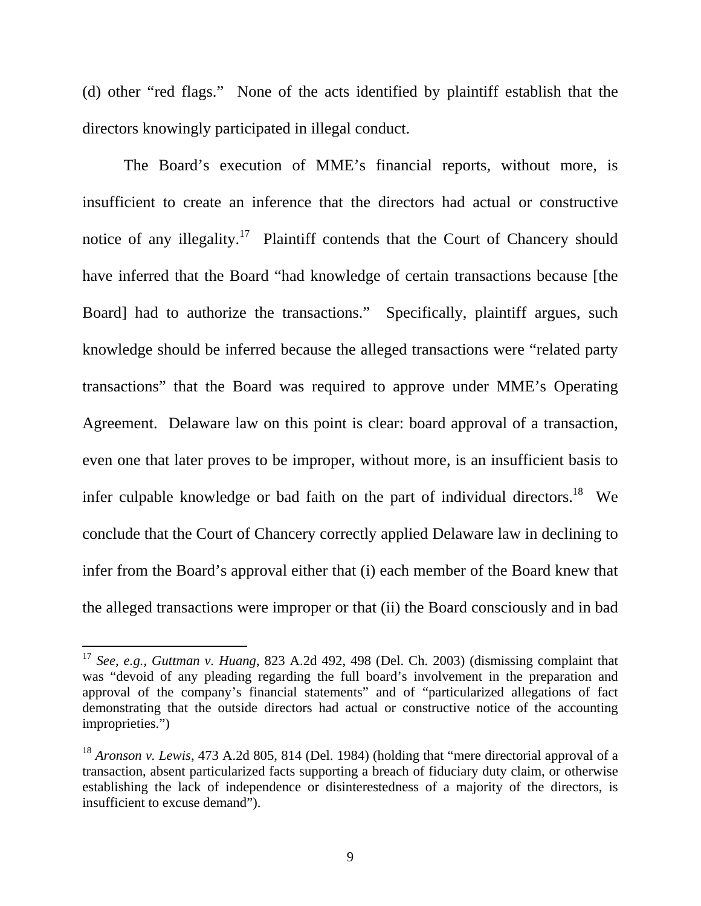(d) other "red flags." None of the acts identified by plaintiff establish that the directors knowingly participated in illegal conduct.

The Board's execution of MME's financial reports, without more, is insufficient to create an inference that the directors had actual or constructive notice of any illegality.[17] Plaintiff contends that the Court of Chancery should have inferred that the Board "had knowledge of certain transactions because [the Board] had to authorize the transactions." Specifically, plaintiff argues, such knowledge should be inferred because the alleged transactions were "related party transactions" that the Board was required to approve under MME's Operating Agreement. Delaware law on this point is clear: board approval of a transaction, even one that later proves to be improper, without more, is an insufficient basis to infer culpable knowledge or bad faith on the part of individual directors.[18] We conclude that the Court of Chancery correctly applied Delaware law in declining to infer from the Board's approval either that (i) each member of the Board knew that the alleged transactions were improper or that (ii) the Board consciously and in bad

---

[17] *See, e.g.*, *Guttman v. Huang*, 823 A.2d 492, 498 (Del. Ch. 2003) (dismissing complaint that was "devoid of any pleading regarding the full board's involvement in the preparation and approval of the company's financial statements" and of "particularized allegations of fact demonstrating that the outside directors had actual or constructive notice of the accounting improprieties.")

[18] *Aronson v. Lewis*, 473 A.2d 805, 814 (Del. 1984) (holding that "mere directorial approval of a transaction, absent particularized facts supporting a breach of fiduciary duty claim, or otherwise establishing the lack of independence or disinterestedness of a majority of the directors, is insufficient to excuse demand").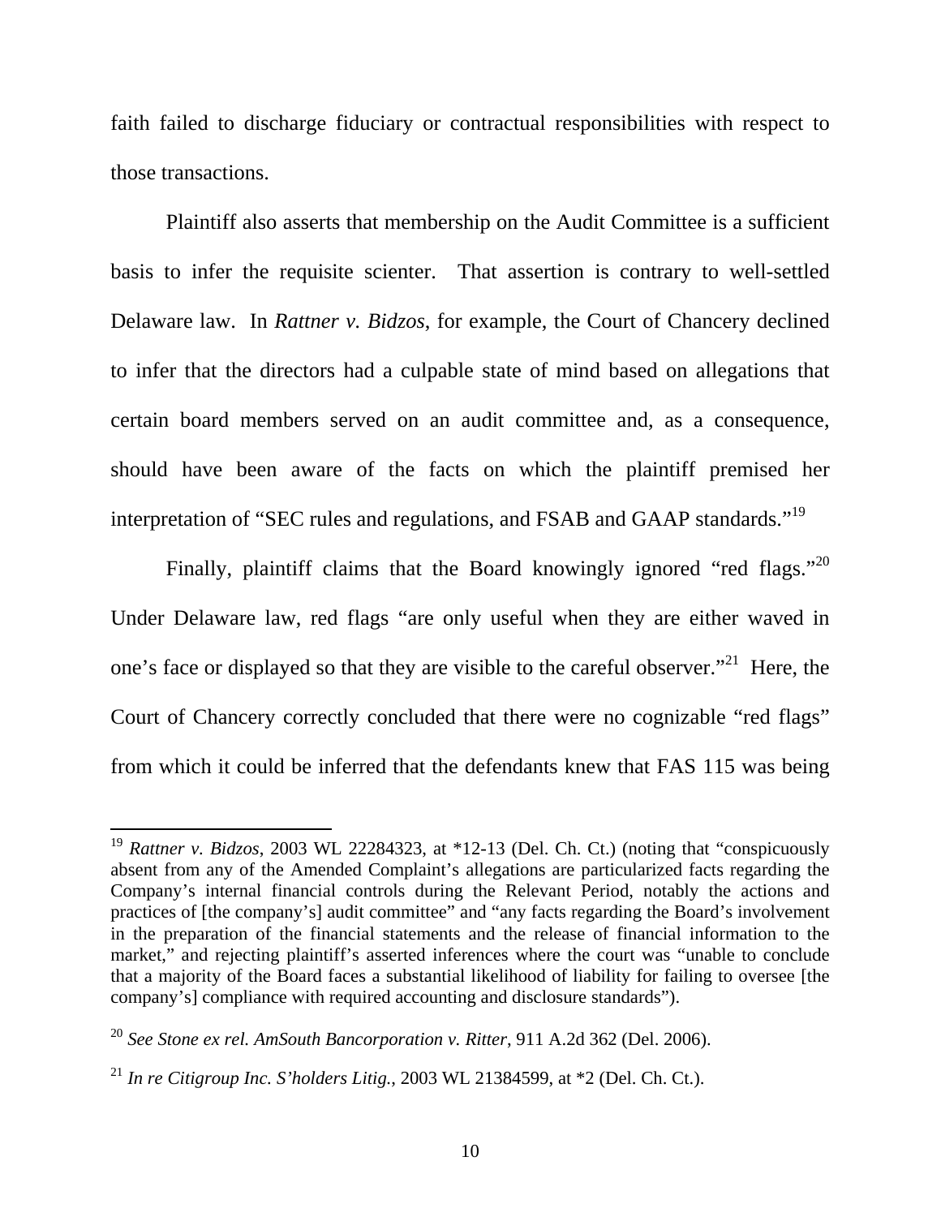faith failed to discharge fiduciary or contractual responsibilities with respect to those transactions.

Plaintiff also asserts that membership on the Audit Committee is a sufficient basis to infer the requisite scienter. That assertion is contrary to well-settled Delaware law. In *Rattner v. Bidzos*, for example, the Court of Chancery declined to infer that the directors had a culpable state of mind based on allegations that certain board members served on an audit committee and, as a consequence, should have been aware of the facts on which the plaintiff premised her interpretation of "SEC rules and regulations, and FSAB and GAAP standards."[19]

Finally, plaintiff claims that the Board knowingly ignored "red flags."[20] Under Delaware law, red flags "are only useful when they are either waved in one's face or displayed so that they are visible to the careful observer."[21] Here, the Court of Chancery correctly concluded that there were no cognizable "red flags" from which it could be inferred that the defendants knew that FAS 115 was being

---

[19] *Rattner v. Bidzos*, 2003 WL 22284323, at *12-13 (Del. Ch. Ct.) (noting that "conspicuously absent from any of the Amended Complaint's allegations are particularized facts regarding the Company's internal financial controls during the Relevant Period, notably the actions and practices of [the company's] audit committee" and "any facts regarding the Board's involvement in the preparation of the financial statements and the release of financial information to the market," and rejecting plaintiff's asserted inferences where the court was "unable to conclude that a majority of the Board faces a substantial likelihood of liability for failing to oversee [the company's] compliance with required accounting and disclosure standards").

[20] *See Stone ex rel. AmSouth Bancorporation v. Ritter*, 911 A.2d 362 (Del. 2006).

[21] *In re Citigroup Inc. S'holders Litig.*, 2003 WL 21384599, at *2 (Del. Ch. Ct.).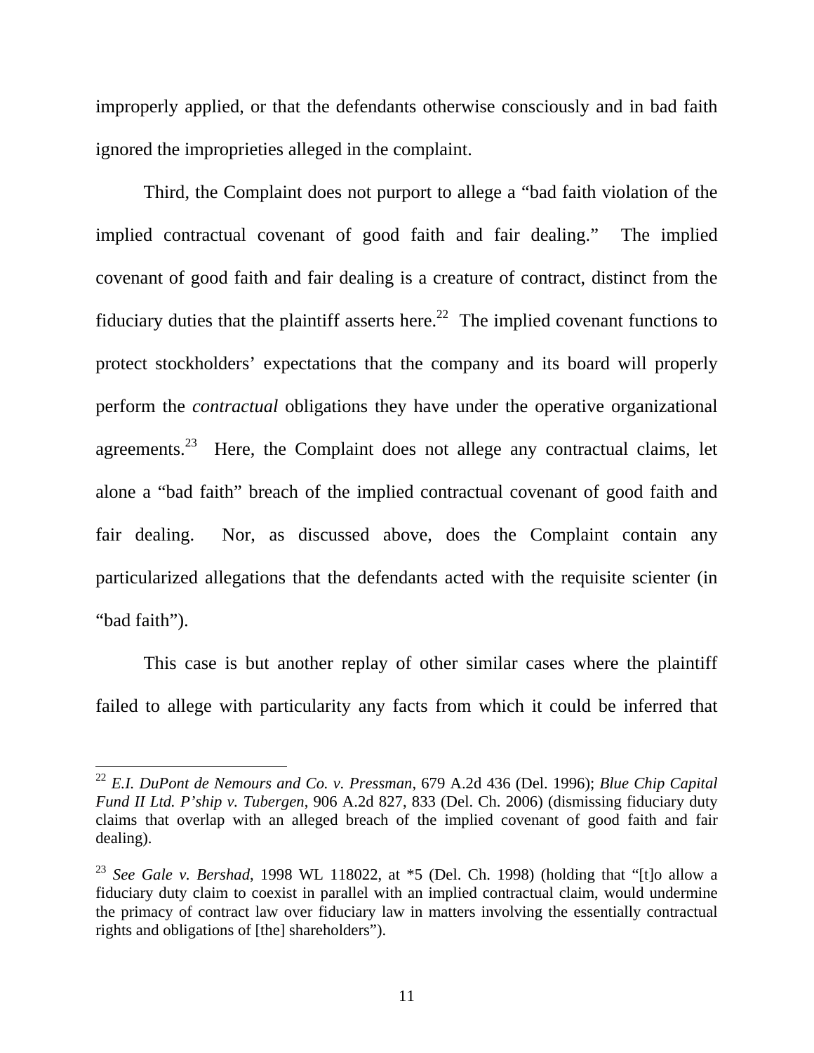improperly applied, or that the defendants otherwise consciously and in bad faith ignored the improprieties alleged in the complaint.

Third, the Complaint does not purport to allege a "bad faith violation of the implied contractual covenant of good faith and fair dealing." The implied covenant of good faith and fair dealing is a creature of contract, distinct from the fiduciary duties that the plaintiff asserts here.[22] The implied covenant functions to protect stockholders' expectations that the company and its board will properly perform the *contractual* obligations they have under the operative organizational agreements.[23] Here, the Complaint does not allege any contractual claims, let alone a "bad faith" breach of the implied contractual covenant of good faith and fair dealing. Nor, as discussed above, does the Complaint contain any particularized allegations that the defendants acted with the requisite scienter (in "bad faith").

This case is but another replay of other similar cases where the plaintiff failed to allege with particularity any facts from which it could be inferred that

---

[22] *E.I. DuPont de Nemours and Co. v. Pressman*, 679 A.2d 436 (Del. 1996); *Blue Chip Capital Fund II Ltd. P'ship v. Tubergen*, 906 A.2d 827, 833 (Del. Ch. 2006) (dismissing fiduciary duty claims that overlap with an alleged breach of the implied covenant of good faith and fair dealing).

[23] *See Gale v. Bershad*, 1998 WL 118022, at *5 (Del. Ch. 1998) (holding that "[t]o allow a fiduciary duty claim to coexist in parallel with an implied contractual claim, would undermine the primacy of contract law over fiduciary law in matters involving the essentially contractual rights and obligations of [the] shareholders").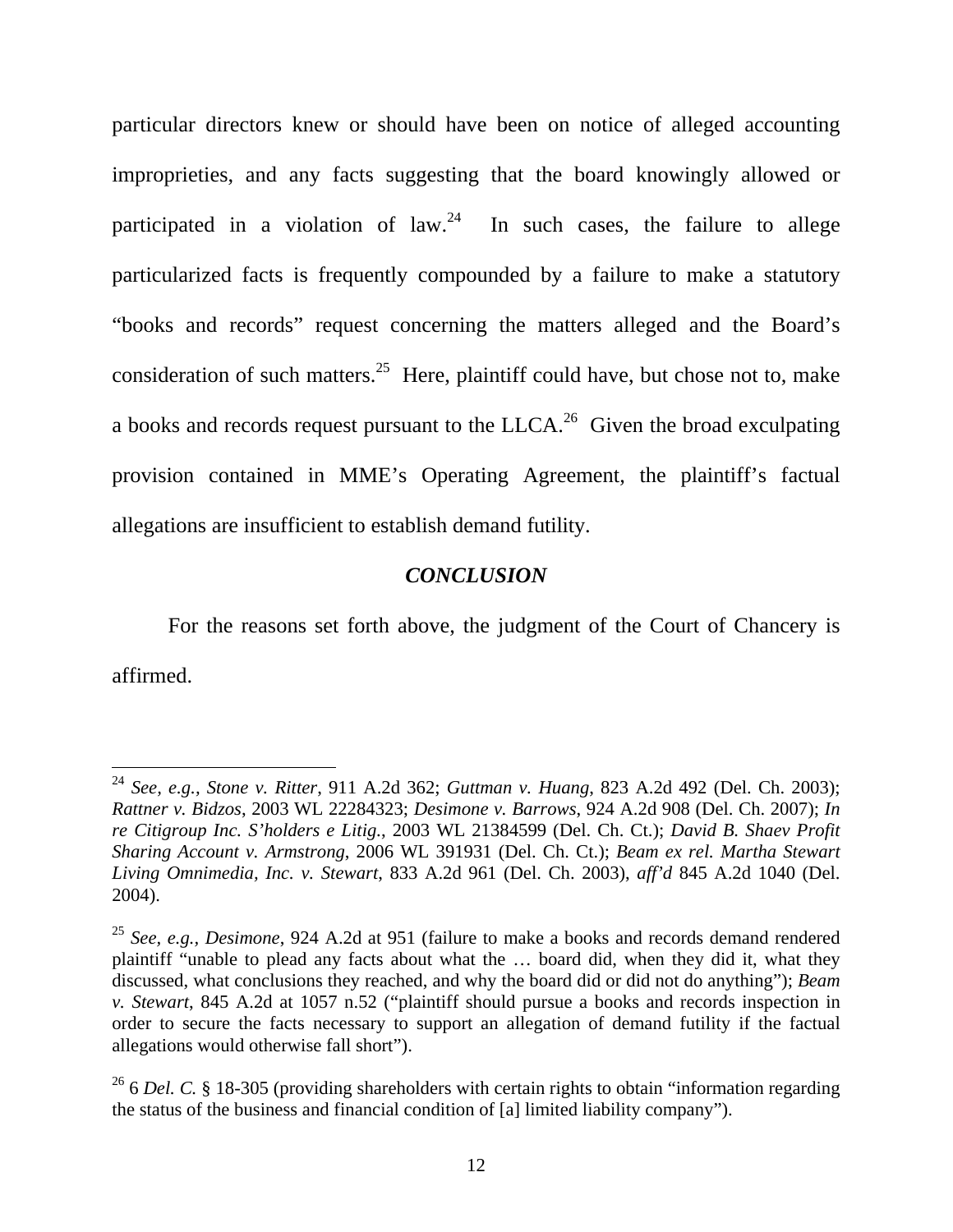particular directors knew or should have been on notice of alleged accounting improprieties, and any facts suggesting that the board knowingly allowed or participated in a violation of law.[24] In such cases, the failure to allege particularized facts is frequently compounded by a failure to make a statutory "books and records" request concerning the matters alleged and the Board's consideration of such matters.[25] Here, plaintiff could have, but chose not to, make a books and records request pursuant to the LLCA.[26] Given the broad exculpating provision contained in MME's Operating Agreement, the plaintiff's factual allegations are insufficient to establish demand futility.

## *CONCLUSION*

For the reasons set forth above, the judgment of the Court of Chancery is affirmed.

---

[24] *See, e.g.*, *Stone v. Ritter*, 911 A.2d 362; *Guttman v. Huang*, 823 A.2d 492 (Del. Ch. 2003); *Rattner v. Bidzos*, 2003 WL 22284323; *Desimone v. Barrows*, 924 A.2d 908 (Del. Ch. 2007); *In re Citigroup Inc. S'holders e Litig.*, 2003 WL 21384599 (Del. Ch. Ct.); *David B. Shaev Profit Sharing Account v. Armstrong*, 2006 WL 391931 (Del. Ch. Ct.); *Beam ex rel. Martha Stewart Living Omnimedia, Inc. v. Stewart*, 833 A.2d 961 (Del. Ch. 2003), *aff'd* 845 A.2d 1040 (Del. 2004).

[25] *See, e.g., Desimone*, 924 A.2d at 951 (failure to make a books and records demand rendered plaintiff "unable to plead any facts about what the … board did, when they did it, what they discussed, what conclusions they reached, and why the board did or did not do anything"); *Beam v. Stewart*, 845 A.2d at 1057 n.52 ("plaintiff should pursue a books and records inspection in order to secure the facts necessary to support an allegation of demand futility if the factual allegations would otherwise fall short").

[26] 6 *Del. C.* § 18-305 (providing shareholders with certain rights to obtain "information regarding the status of the business and financial condition of [a] limited liability company").